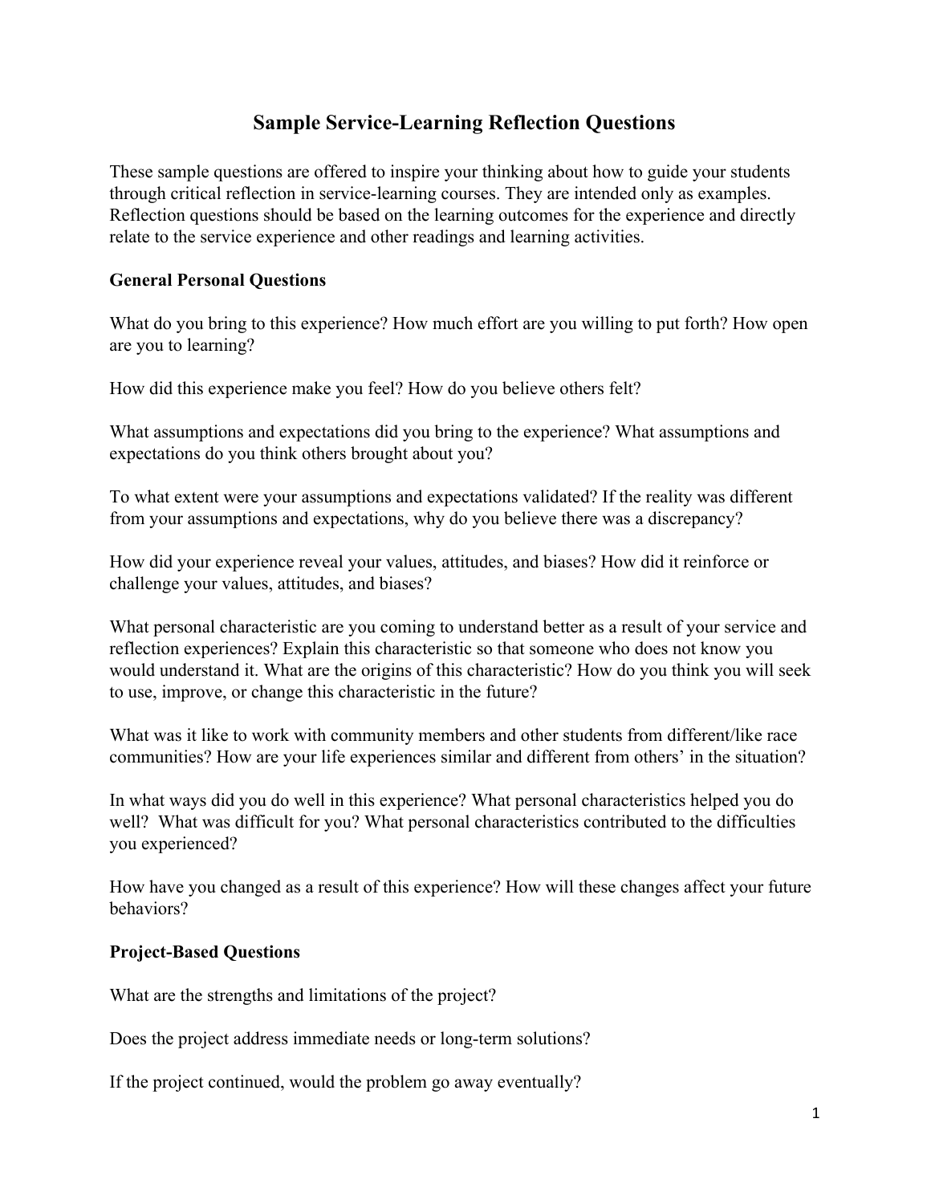# Sample Service-Learning Reflection Questions

These sample questions are offered to inspire your thinking about how to guide your students through critical reflection in service-learning courses. They are intended only as examples. Reflection questions should be based on the learning outcomes for the experience and directly relate to the service experience and other readings and learning activities.

## General Personal Questions

What do you bring to this experience? How much effort are you willing to put forth? How open are you to learning?

How did this experience make you feel? How do you believe others felt?

What assumptions and expectations did you bring to the experience? What assumptions and expectations do you think others brought about you?

To what extent were your assumptions and expectations validated? If the reality was different from your assumptions and expectations, why do you believe there was a discrepancy?

How did your experience reveal your values, attitudes, and biases? How did it reinforce or challenge your values, attitudes, and biases?

What personal characteristic are you coming to understand better as a result of your service and reflection experiences? Explain this characteristic so that someone who does not know you would understand it. What are the origins of this characteristic? How do you think you will seek to use, improve, or change this characteristic in the future?

What was it like to work with community members and other students from different/like race communities? How are your life experiences similar and different from others' in the situation?

In what ways did you do well in this experience? What personal characteristics helped you do well? What was difficult for you? What personal characteristics contributed to the difficulties you experienced?

How have you changed as a result of this experience? How will these changes affect your future behaviors?

## Project-Based Questions

What are the strengths and limitations of the project?

Does the project address immediate needs or long-term solutions?

If the project continued, would the problem go away eventually?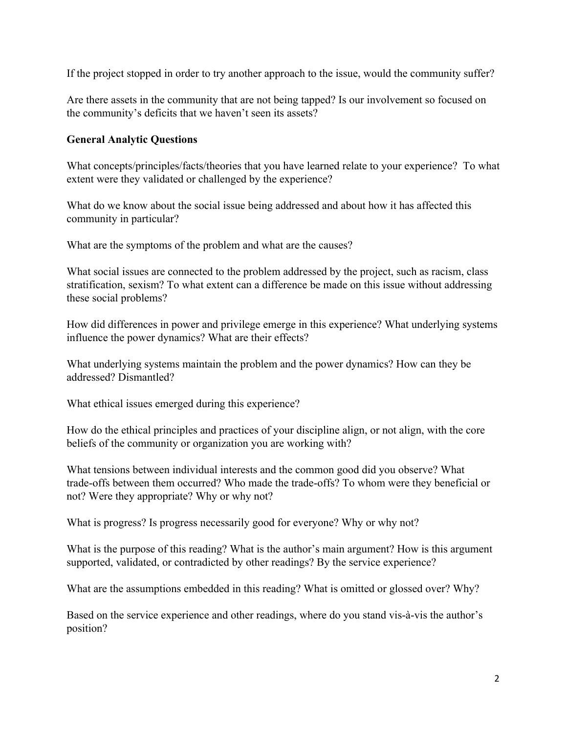If the project stopped in order to try another approach to the issue, would the community suffer?

Are there assets in the community that are not being tapped? Is our involvement so focused on the community's deficits that we haven't seen its assets?

### General Analytic Questions

What concepts/principles/facts/theories that you have learned relate to your experience? To what extent were they validated or challenged by the experience?

What do we know about the social issue being addressed and about how it has affected this community in particular?

What are the symptoms of the problem and what are the causes?

What social issues are connected to the problem addressed by the project, such as racism, class stratification, sexism? To what extent can a difference be made on this issue without addressing these social problems?

How did differences in power and privilege emerge in this experience? What underlying systems influence the power dynamics? What are their effects?

What underlying systems maintain the problem and the power dynamics? How can they be addressed? Dismantled?

What ethical issues emerged during this experience?

How do the ethical principles and practices of your discipline align, or not align, with the core beliefs of the community or organization you are working with?

What tensions between individual interests and the common good did you observe? What trade-offs between them occurred? Who made the trade-offs? To whom were they beneficial or not? Were they appropriate? Why or why not?

What is progress? Is progress necessarily good for everyone? Why or why not?

What is the purpose of this reading? What is the author's main argument? How is this argument supported, validated, or contradicted by other readings? By the service experience?

What are the assumptions embedded in this reading? What is omitted or glossed over? Why?

Based on the service experience and other readings, where do you stand vis-à-vis the author's position?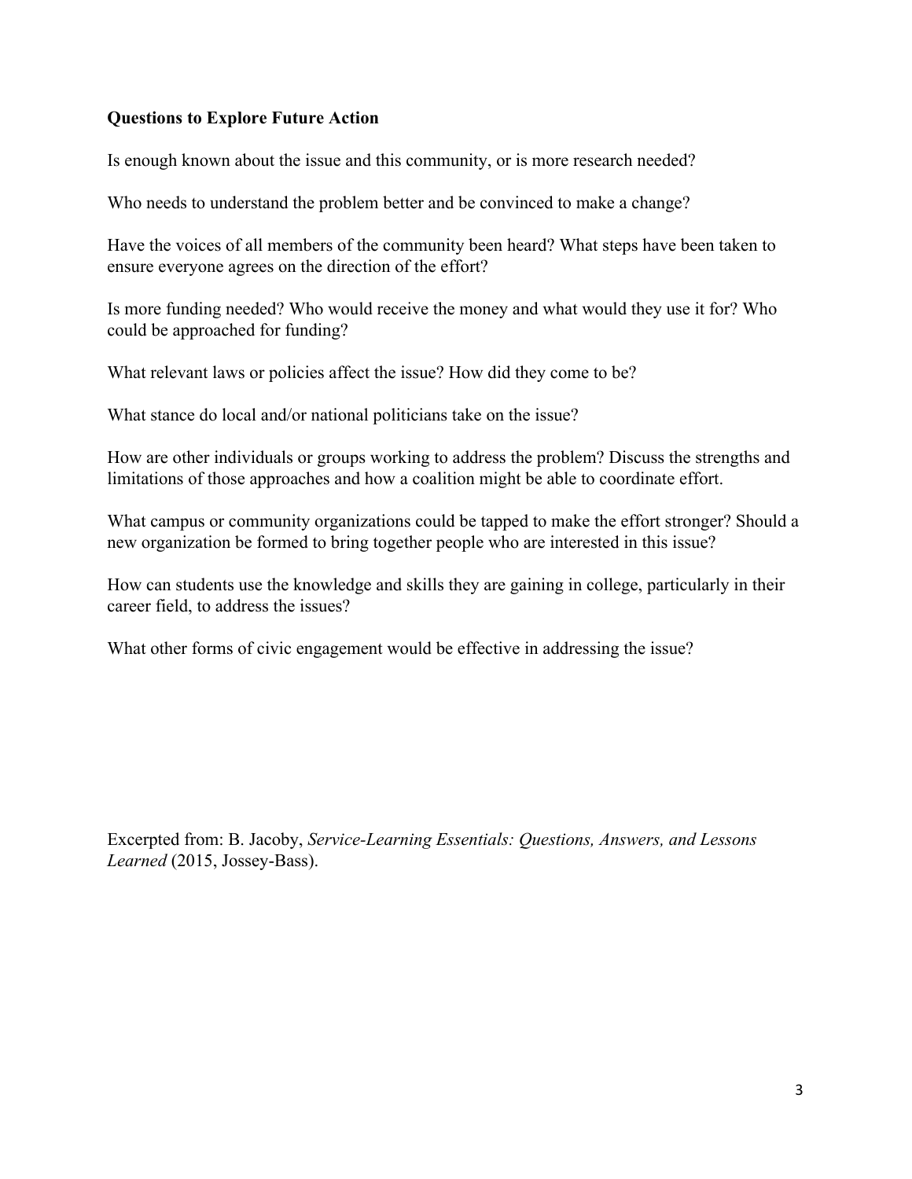**Questions to Explore Future Action**

Is enough known about the issue and this community, or is more research needed?

Who needs to understand the problem better and be convinced to make a change?

Have the voices of all members of the community been heard? What steps have been taken to ensure everyone agrees on the direction of the effort?

Is more funding needed? Who would receive the money and what would they use it for? Who could be approached for funding?

What relevant laws or policies affect the issue? How did they come to be?

What stance do local and/or national politicians take on the issue?

How are other individuals or groups working to address the problem? Discuss the strengths and limitations of those approaches and how a coalition might be able to coordinate effort.

What campus or community organizations could be tapped to make the effort stronger? Should a new organization be formed to bring together people who are interested in this issue?

How can students use the knowledge and skills they are gaining in college, particularly in their career field, to address the issues?

What other forms of civic engagement would be effective in addressing the issue?

Excerpted from: B. Jacoby, *Service-Learning Essentials: Questions, Answers, and Lessons Learned* (2015, Jossey-Bass).